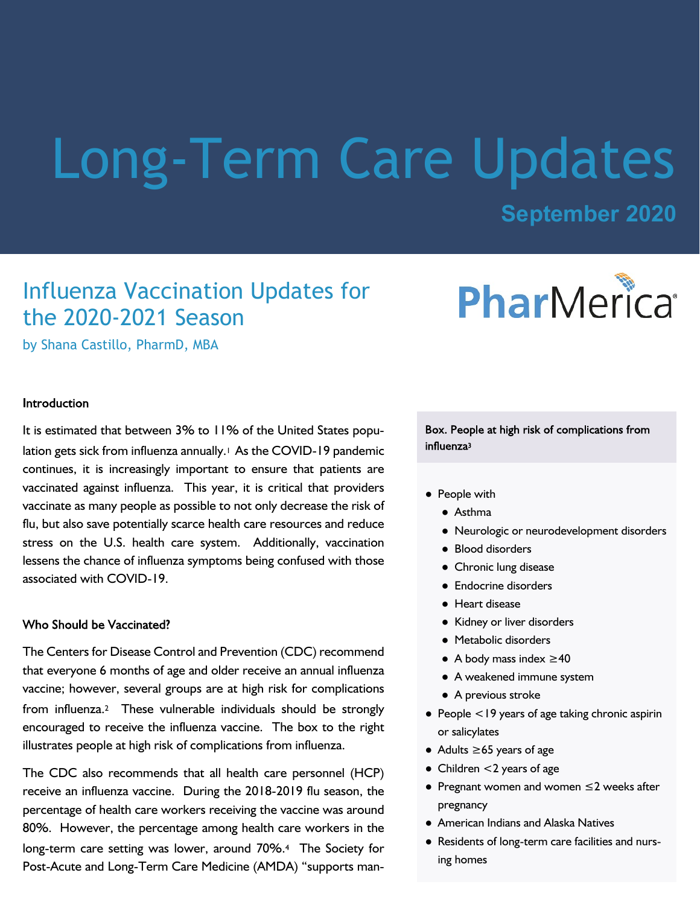# Long-Term Care Updates

**September 2020**

## Influenza Vaccination Updates for the 2020-2021 Season

by Shana Castillo, PharmD, MBA

PharMerica

### Introduction

It is estimated that between 3% to 11% of the United States population gets sick from influenza annually.[1] As the COVID-19 pandemic continues, it is increasingly important to ensure that patients are vaccinated against influenza. This year, it is critical that providers vaccinate as many people as possible to not only decrease the risk of flu, but also save potentially scarce health care resources and reduce stress on the U.S. health care system. Additionally, vaccination lessens the chance of influenza symptoms being confused with those associated with COVID-19.

### Who Should be Vaccinated?

The Centers for Disease Control and Prevention (CDC) recommend that everyone 6 months of age and older receive an annual influenza vaccine; however, several groups are at high risk for complications from influenza.[2] These vulnerable individuals should be strongly encouraged to receive the influenza vaccine. The box to the right illustrates people at high risk of complications from influenza.

The CDC also recommends that all health care personnel (HCP) receive an influenza vaccine. During the 2018-2019 flu season, the percentage of health care workers receiving the vaccine was around 80%. However, the percentage among health care workers in the long-term care setting was lower, around 70%.[4] The Society for Post-Acute and Long-Term Care Medicine (AMDA) "supports man-

**Box. People at high risk of complications from influenza[3]**

- People with
  - Asthma
  - Neurologic or neurodevelopment disorders
  - Blood disorders
  - Chronic lung disease
  - Endocrine disorders
  - Heart disease
  - Kidney or liver disorders
  - Metabolic disorders
  - A body mass index ≥40
  - A weakened immune system
  - A previous stroke
- People <19 years of age taking chronic aspirin or salicylates
- Adults ≥65 years of age
- Children <2 years of age
- Pregnant women and women ≤2 weeks after pregnancy
- American Indians and Alaska Natives
- Residents of long-term care facilities and nursing homes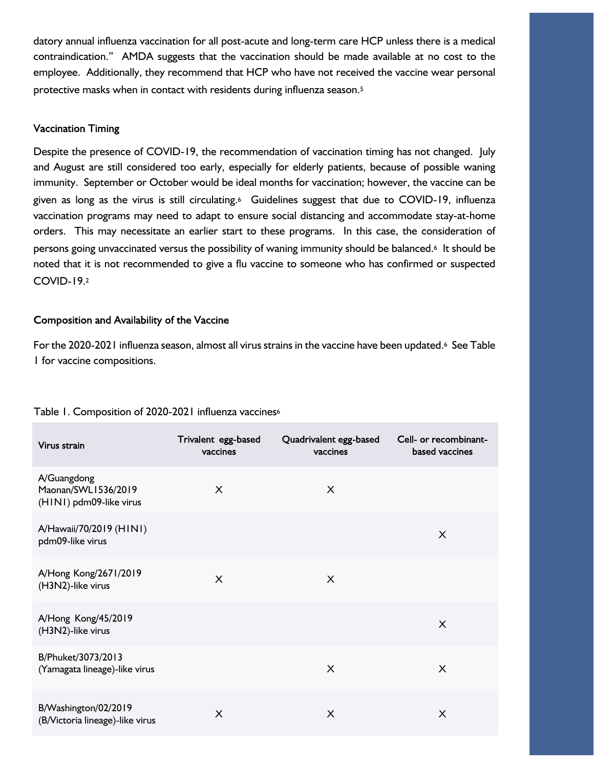datory annual influenza vaccination for all post-acute and long-term care HCP unless there is a medical contraindication." AMDA suggests that the vaccination should be made available at no cost to the employee. Additionally, they recommend that HCP who have not received the vaccine wear personal protective masks when in contact with residents during influenza season.[5]

### Vaccination Timing

Despite the presence of COVID-19, the recommendation of vaccination timing has not changed. July and August are still considered too early, especially for elderly patients, because of possible waning immunity. September or October would be ideal months for vaccination; however, the vaccine can be given as long as the virus is still circulating.[6] Guidelines suggest that due to COVID-19, influenza vaccination programs may need to adapt to ensure social distancing and accommodate stay-at-home orders. This may necessitate an earlier start to these programs. In this case, the consideration of persons going unvaccinated versus the possibility of waning immunity should be balanced.[6] It should be noted that it is not recommended to give a flu vaccine to someone who has confirmed or suspected COVID-19.[2]

### Composition and Availability of the Vaccine

For the 2020-2021 influenza season, almost all virus strains in the vaccine have been updated.[6] See Table 1 for vaccine compositions.

Table 1. Composition of 2020-2021 influenza vaccines[6]

| Virus strain | Trivalent egg-based vaccines | Quadrivalent egg-based vaccines | Cell- or recombinant-based vaccines |
|---|---|---|---|
| A/Guangdong Maonan/SWL1536/2019 (H1N1) pdm09-like virus | X | X | |
| A/Hawaii/70/2019 (H1N1) pdm09-like virus | | | X |
| A/Hong Kong/2671/2019 (H3N2)-like virus | X | X | |
| A/Hong Kong/45/2019 (H3N2)-like virus | | | X |
| B/Phuket/3073/2013 (Yamagata lineage)-like virus | | X | X |
| B/Washington/02/2019 (B/Victoria lineage)-like virus | X | X | X |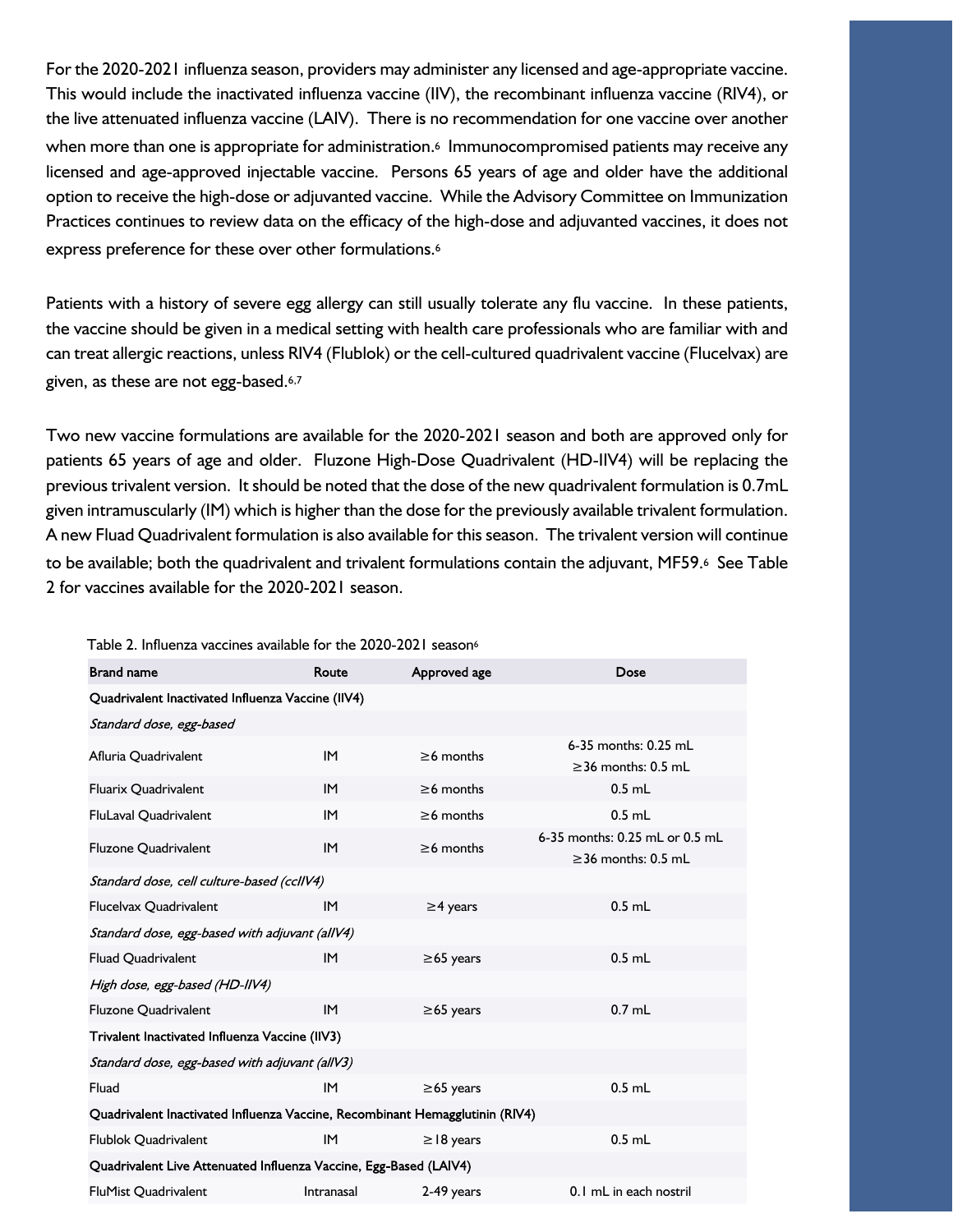For the 2020-2021 influenza season, providers may administer any licensed and age-appropriate vaccine. This would include the inactivated influenza vaccine (IIV), the recombinant influenza vaccine (RIV4), or the live attenuated influenza vaccine (LAIV). There is no recommendation for one vaccine over another when more than one is appropriate for administration.[6] Immunocompromised patients may receive any licensed and age-approved injectable vaccine. Persons 65 years of age and older have the additional option to receive the high-dose or adjuvanted vaccine. While the Advisory Committee on Immunization Practices continues to review data on the efficacy of the high-dose and adjuvanted vaccines, it does not express preference for these over other formulations.[6]

Patients with a history of severe egg allergy can still usually tolerate any flu vaccine. In these patients, the vaccine should be given in a medical setting with health care professionals who are familiar with and can treat allergic reactions, unless RIV4 (Flublok) or the cell-cultured quadrivalent vaccine (Flucelvax) are given, as these are not egg-based.[6,7]

Two new vaccine formulations are available for the 2020-2021 season and both are approved only for patients 65 years of age and older. Fluzone High-Dose Quadrivalent (HD-IIV4) will be replacing the previous trivalent version. It should be noted that the dose of the new quadrivalent formulation is 0.7mL given intramuscularly (IM) which is higher than the dose for the previously available trivalent formulation. A new Fluad Quadrivalent formulation is also available for this season. The trivalent version will continue to be available; both the quadrivalent and trivalent formulations contain the adjuvant, MF59.[6] See Table 2 for vaccines available for the 2020-2021 season.

Table 2. Influenza vaccines available for the 2020-2021 season[6]

| Brand name | Route | Approved age | Dose |
|---|---|---|---|
| **Quadrivalent Inactivated Influenza Vaccine (IIV4)** | | | |
| *Standard dose, egg-based* | | | |
| Afluria Quadrivalent | IM | ≥6 months | 6-35 months: 0.25 mL<br>≥36 months: 0.5 mL |
| Fluarix Quadrivalent | IM | ≥6 months | 0.5 mL |
| FluLaval Quadrivalent | IM | ≥6 months | 0.5 mL |
| Fluzone Quadrivalent | IM | ≥6 months | 6-35 months: 0.25 mL or 0.5 mL<br>≥36 months: 0.5 mL |
| *Standard dose, cell culture-based (ccIIV4)* | | | |
| Flucelvax Quadrivalent | IM | ≥4 years | 0.5 mL |
| *Standard dose, egg-based with adjuvant (aIIV4)* | | | |
| Fluad Quadrivalent | IM | ≥65 years | 0.5 mL |
| *High dose, egg-based (HD-IIV4)* | | | |
| Fluzone Quadrivalent | IM | ≥65 years | 0.7 mL |
| **Trivalent Inactivated Influenza Vaccine (IIV3)** | | | |
| *Standard dose, egg-based with adjuvant (aIIV3)* | | | |
| Fluad | IM | ≥65 years | 0.5 mL |
| **Quadrivalent Inactivated Influenza Vaccine, Recombinant Hemagglutinin (RIV4)** | | | |
| Flublok Quadrivalent | IM | ≥18 years | 0.5 mL |
| **Quadrivalent Live Attenuated Influenza Vaccine, Egg-Based (LAIV4)** | | | |
| FluMist Quadrivalent | Intranasal | 2-49 years | 0.1 mL in each nostril |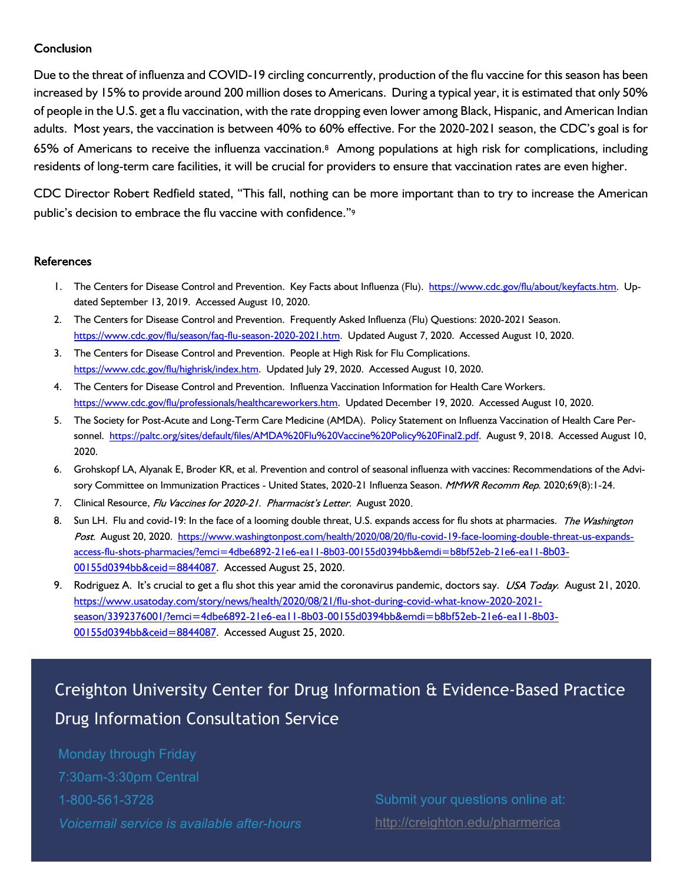## Conclusion

Due to the threat of influenza and COVID-19 circling concurrently, production of the flu vaccine for this season has been increased by 15% to provide around 200 million doses to Americans. During a typical year, it is estimated that only 50% of people in the U.S. get a flu vaccination, with the rate dropping even lower among Black, Hispanic, and American Indian adults. Most years, the vaccination is between 40% to 60% effective. For the 2020-2021 season, the CDC's goal is for 65% of Americans to receive the influenza vaccination.[8] Among populations at high risk for complications, including residents of long-term care facilities, it will be crucial for providers to ensure that vaccination rates are even higher.

CDC Director Robert Redfield stated, "This fall, nothing can be more important than to try to increase the American public's decision to embrace the flu vaccine with confidence."[9]

## References

1. The Centers for Disease Control and Prevention. Key Facts about Influenza (Flu). https://www.cdc.gov/flu/about/keyfacts.htm. Updated September 13, 2019. Accessed August 10, 2020.
2. The Centers for Disease Control and Prevention. Frequently Asked Influenza (Flu) Questions: 2020-2021 Season. https://www.cdc.gov/flu/season/faq-flu-season-2020-2021.htm. Updated August 7, 2020. Accessed August 10, 2020.
3. The Centers for Disease Control and Prevention. People at High Risk for Flu Complications. https://www.cdc.gov/flu/highrisk/index.htm. Updated July 29, 2020. Accessed August 10, 2020.
4. The Centers for Disease Control and Prevention. Influenza Vaccination Information for Health Care Workers. https://www.cdc.gov/flu/professionals/healthcareworkers.htm. Updated December 19, 2020. Accessed August 10, 2020.
5. The Society for Post-Acute and Long-Term Care Medicine (AMDA). Policy Statement on Influenza Vaccination of Health Care Personnel. https://paltc.org/sites/default/files/AMDA%20Flu%20Vaccine%20Policy%20Final2.pdf. August 9, 2018. Accessed August 10, 2020.
6. Grohskopf LA, Alyanak E, Broder KR, et al. Prevention and control of seasonal influenza with vaccines: Recommendations of the Advisory Committee on Immunization Practices - United States, 2020-21 Influenza Season. *MMWR Recomm Rep*. 2020;69(8):1-24.
7. Clinical Resource, *Flu Vaccines for 2020-21. Pharmacist's Letter.* August 2020.
8. Sun LH. Flu and covid-19: In the face of a looming double threat, U.S. expands access for flu shots at pharmacies. *The Washington Post.* August 20, 2020. https://www.washingtonpost.com/health/2020/08/20/flu-covid-19-face-looming-double-threat-us-expands-access-flu-shots-pharmacies/?emci=4dbe6892-21e6-ea11-8b03-00155d0394bb&emdi=b8bf52eb-21e6-ea11-8b03-00155d0394bb&ceid=8844087. Accessed August 25, 2020.
9. Rodriguez A. It's crucial to get a flu shot this year amid the coronavirus pandemic, doctors say. *USA Today*. August 21, 2020. https://www.usatoday.com/story/news/health/2020/08/21/flu-shot-during-covid-what-know-2020-2021-season/3392376001/?emci=4dbe6892-21e6-ea11-8b03-00155d0394bb&emdi=b8bf52eb-21e6-ea11-8b03-00155d0394bb&ceid=8844087. Accessed August 25, 2020.

Creighton University Center for Drug Information & Evidence-Based Practice

Drug Information Consultation Service

Monday through Friday

7:30am-3:30pm Central

1-800-561-3728

*Voicemail service is available after-hours*

Submit your questions online at:

http://creighton.edu/pharmerica